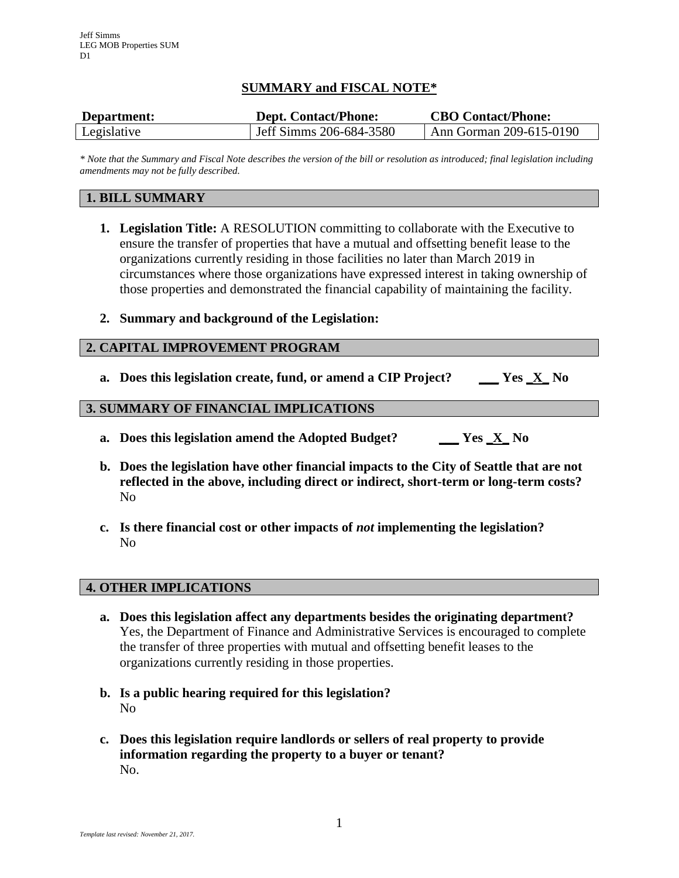Jeff Simms
LEG MOB Properties SUM
D1

## SUMMARY and FISCAL NOTE*

| Department: | Dept. Contact/Phone: | CBO Contact/Phone: |
|---|---|---|
| Legislative | Jeff Simms 206-684-3580 | Ann Gorman 209-615-0190 |

*\* Note that the Summary and Fiscal Note describes the version of the bill or resolution as introduced; final legislation including amendments may not be fully described.*

## 1. BILL SUMMARY

1. **Legislation Title:** A RESOLUTION committing to collaborate with the Executive to ensure the transfer of properties that have a mutual and offsetting benefit lease to the organizations currently residing in those facilities no later than March 2019 in circumstances where those organizations have expressed interest in taking ownership of those properties and demonstrated the financial capability of maintaining the facility.

2. **Summary and background of the Legislation:**

## 2. CAPITAL IMPROVEMENT PROGRAM

a. **Does this legislation create, fund, or amend a CIP Project? ___ Yes _X_ No**

## 3. SUMMARY OF FINANCIAL IMPLICATIONS

a. **Does this legislation amend the Adopted Budget? ___ Yes _X_ No**

b. **Does the legislation have other financial impacts to the City of Seattle that are not reflected in the above, including direct or indirect, short-term or long-term costs?**
No

c. **Is there financial cost or other impacts of *not* implementing the legislation?**
No

## 4. OTHER IMPLICATIONS

a. **Does this legislation affect any departments besides the originating department?**
Yes, the Department of Finance and Administrative Services is encouraged to complete the transfer of three properties with mutual and offsetting benefit leases to the organizations currently residing in those properties.

b. **Is a public hearing required for this legislation?**
No

c. **Does this legislation require landlords or sellers of real property to provide information regarding the property to a buyer or tenant?**
No.

*Template last revised: November 21, 2017.*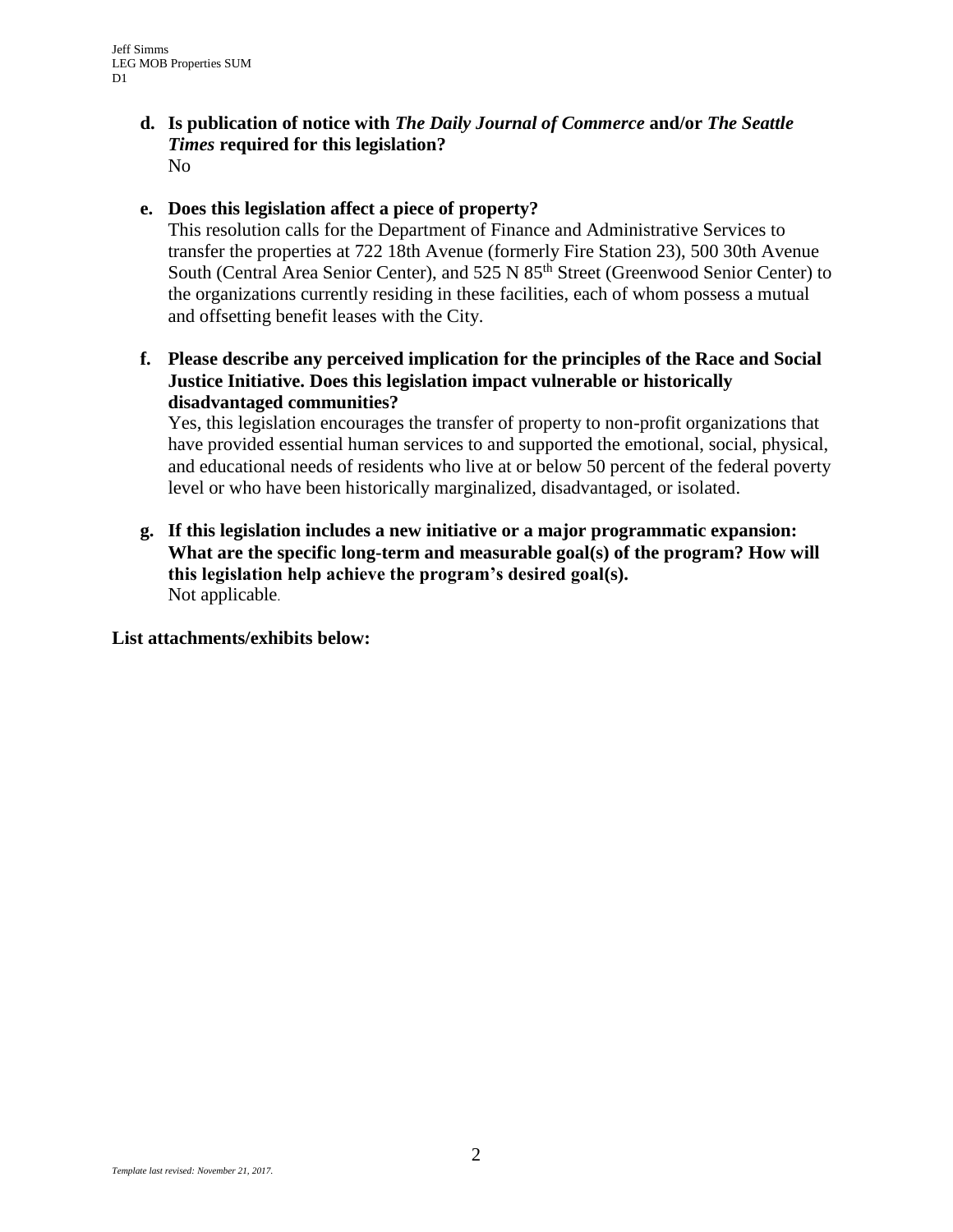**d. Is publication of notice with *The Daily Journal of Commerce* and/or *The Seattle Times* required for this legislation?**

No

**e. Does this legislation affect a piece of property?**

This resolution calls for the Department of Finance and Administrative Services to transfer the properties at 722 18th Avenue (formerly Fire Station 23), 500 30th Avenue South (Central Area Senior Center), and 525 N 85th Street (Greenwood Senior Center) to the organizations currently residing in these facilities, each of whom possess a mutual and offsetting benefit leases with the City.

**f. Please describe any perceived implication for the principles of the Race and Social Justice Initiative. Does this legislation impact vulnerable or historically disadvantaged communities?**

Yes, this legislation encourages the transfer of property to non-profit organizations that have provided essential human services to and supported the emotional, social, physical, and educational needs of residents who live at or below 50 percent of the federal poverty level or who have been historically marginalized, disadvantaged, or isolated.

**g. If this legislation includes a new initiative or a major programmatic expansion: What are the specific long-term and measurable goal(s) of the program? How will this legislation help achieve the program's desired goal(s).**

Not applicable.

**List attachments/exhibits below:**